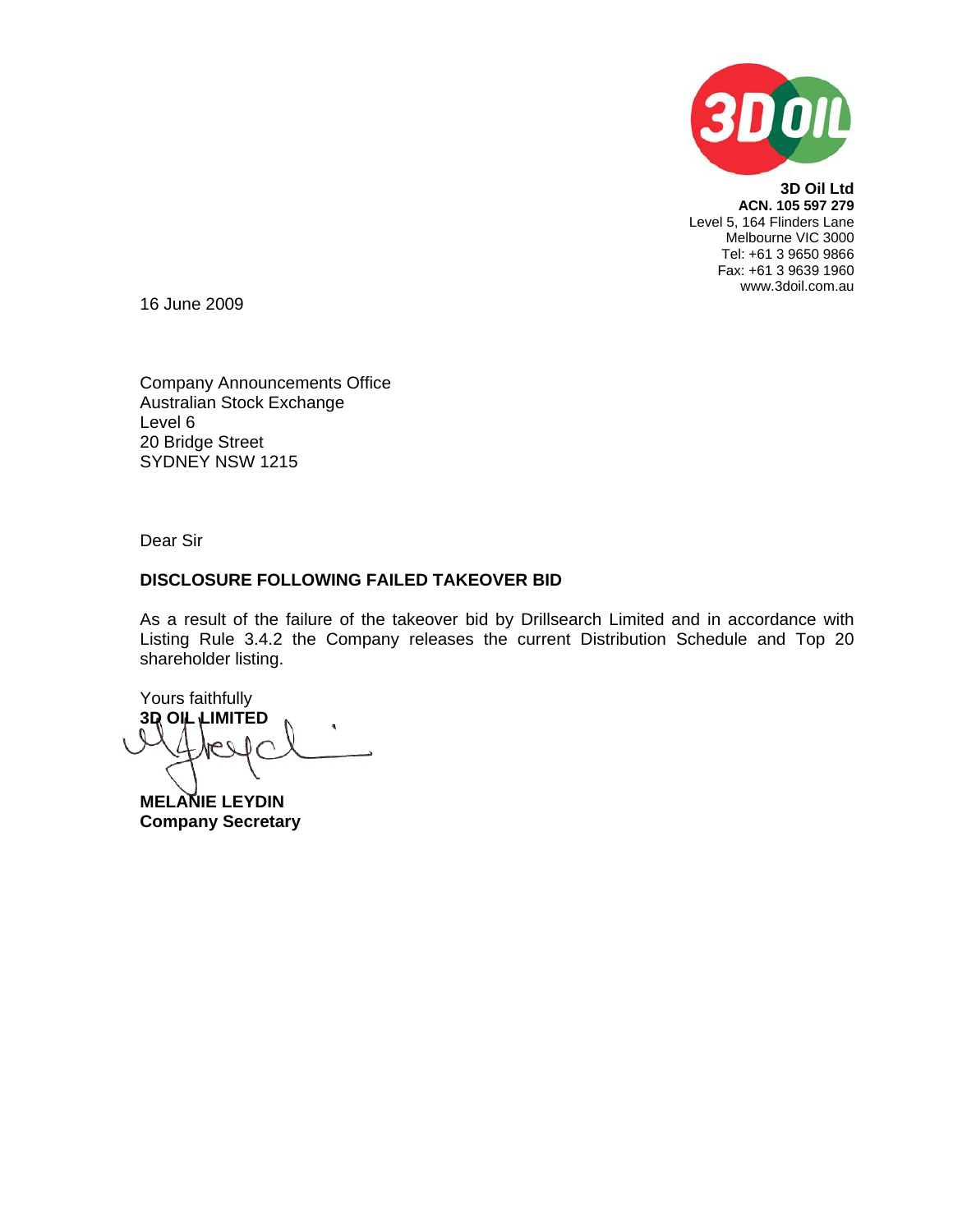**3D Oil Ltd**
**ACN. 105 597 279**
Level 5, 164 Flinders Lane
Melbourne VIC 3000
Tel: +61 3 9650 9866
Fax: +61 3 9639 1960
www.3doil.com.au

16 June 2009

Company Announcements Office
Australian Stock Exchange
Level 6
20 Bridge Street
SYDNEY NSW 1215

Dear Sir

**DISCLOSURE FOLLOWING FAILED TAKEOVER BID**

As a result of the failure of the takeover bid by Drillsearch Limited and in accordance with Listing Rule 3.4.2 the Company releases the current Distribution Schedule and Top 20 shareholder listing.

Yours faithfully
**3D OIL LIMITED**

**MELANIE LEYDIN**
**Company Secretary**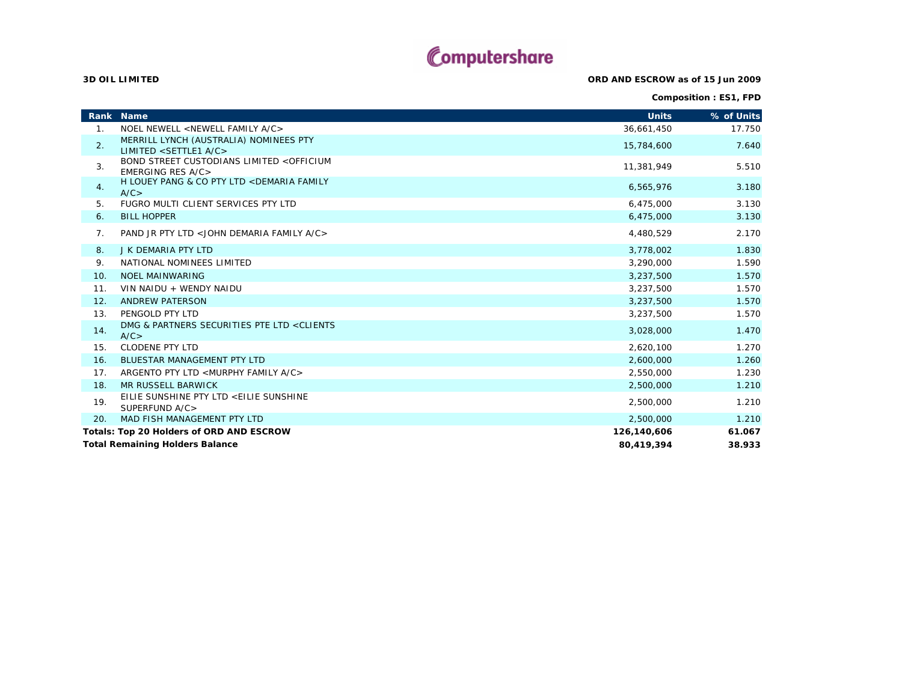Computershare

**3D OIL LIMITED**

**ORD AND ESCROW as of 15 Jun 2009**

**Composition : ES1, FPD**

| Rank | Name | Units | % of Units |
|---|---|---|---|
| 1. | NOEL NEWELL <NEWELL FAMILY A/C> | 36,661,450 | 17.750 |
| 2. | MERRILL LYNCH (AUSTRALIA) NOMINEES PTY LIMITED <SETTLE1 A/C> | 15,784,600 | 7.640 |
| 3. | BOND STREET CUSTODIANS LIMITED <OFFICIUM EMERGING RES A/C> | 11,381,949 | 5.510 |
| 4. | H LOUEY PANG & CO PTY LTD <DEMARIA FAMILY A/C> | 6,565,976 | 3.180 |
| 5. | FUGRO MULTI CLIENT SERVICES PTY LTD | 6,475,000 | 3.130 |
| 6. | BILL HOPPER | 6,475,000 | 3.130 |
| 7. | PAND JR PTY LTD <JOHN DEMARIA FAMILY A/C> | 4,480,529 | 2.170 |
| 8. | J K DEMARIA PTY LTD | 3,778,002 | 1.830 |
| 9. | NATIONAL NOMINEES LIMITED | 3,290,000 | 1.590 |
| 10. | NOEL MAINWARING | 3,237,500 | 1.570 |
| 11. | VIN NAIDU + WENDY NAIDU | 3,237,500 | 1.570 |
| 12. | ANDREW PATERSON | 3,237,500 | 1.570 |
| 13. | PENGOLD PTY LTD | 3,237,500 | 1.570 |
| 14. | DMG & PARTNERS SECURITIES PTE LTD <CLIENTS A/C> | 3,028,000 | 1.470 |
| 15. | CLODENE PTY LTD | 2,620,100 | 1.270 |
| 16. | BLUESTAR MANAGEMENT PTY LTD | 2,600,000 | 1.260 |
| 17. | ARGENTO PTY LTD <MURPHY FAMILY A/C> | 2,550,000 | 1.230 |
| 18. | MR RUSSELL BARWICK | 2,500,000 | 1.210 |
| 19. | EILIE SUNSHINE PTY LTD <EILIE SUNSHINE SUPERFUND A/C> | 2,500,000 | 1.210 |
| 20. | MAD FISH MANAGEMENT PTY LTD | 2,500,000 | 1.210 |
| **Totals: Top 20 Holders of ORD AND ESCROW** | | **126,140,606** | **61.067** |
| **Total Remaining Holders Balance** | | **80,419,394** | **38.933** |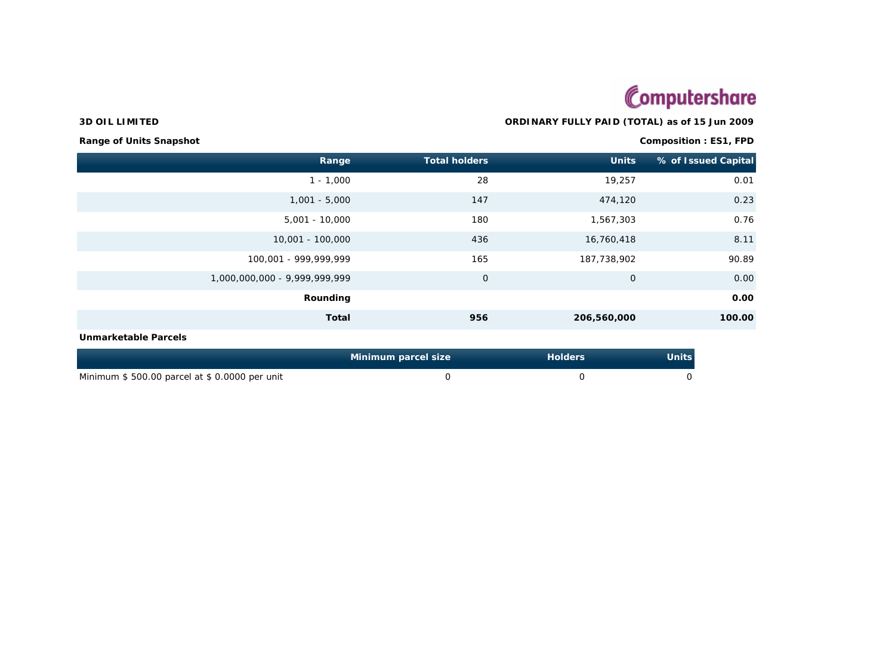Computershare

**3D OIL LIMITED**

**ORDINARY FULLY PAID (TOTAL) as of 15 Jun 2009**

**Range of Units Snapshot**

**Composition : ES1, FPD**

| Range | Total holders | Units | % of Issued Capital |
|---|---|---|---|
| 1 - 1,000 | 28 | 19,257 | 0.01 |
| 1,001 - 5,000 | 147 | 474,120 | 0.23 |
| 5,001 - 10,000 | 180 | 1,567,303 | 0.76 |
| 10,001 - 100,000 | 436 | 16,760,418 | 8.11 |
| 100,001 - 999,999,999 | 165 | 187,738,902 | 90.89 |
| 1,000,000,000 - 9,999,999,999 | 0 | 0 | 0.00 |
| **Rounding** | | | **0.00** |
| **Total** | **956** | **206,560,000** | **100.00** |

**Unmarketable Parcels**

| | Minimum parcel size | Holders | Units |
|---|---|---|---|
| Minimum $ 500.00 parcel at $ 0.0000 per unit | 0 | 0 | 0 |